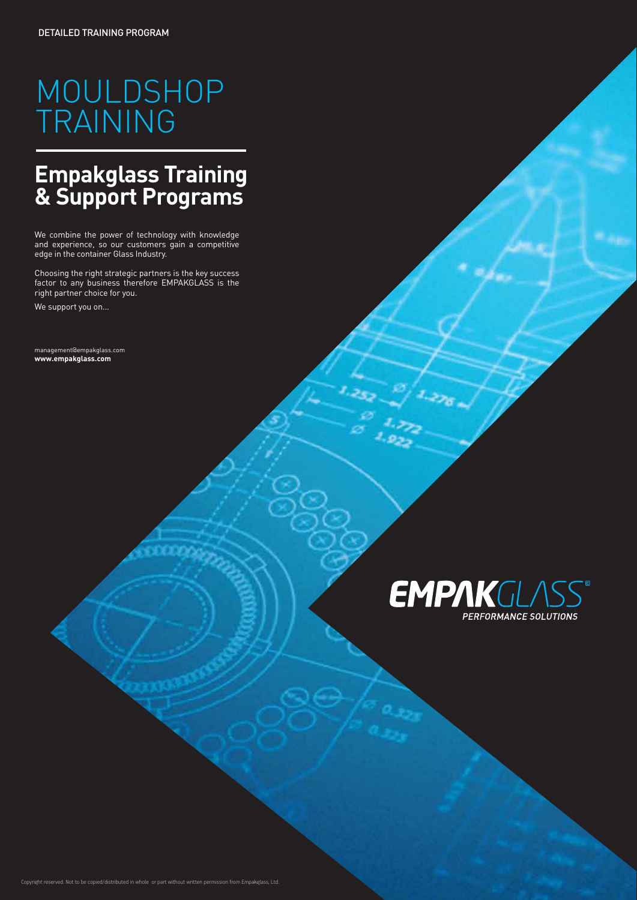DETAILED TRAINING PROGRAM

# MOULDSHOP TRAINING

## Empakglass Training & Support Programs

We combine the power of technology with knowledge and experience, so our customers gain a competitive edge in the container Glass Industry.

Choosing the right strategic partners is the key success factor to any business therefore EMPAKGLASS is the right partner choice for you.

We support you on...

management@empakglass.com
**www.empakglass.com**

EMPAKGLASS®
*PERFORMANCE SOLUTIONS*

Copyright reserved. Not to be copied/distributed in whole or part without written permission from Empakglass, Ltd.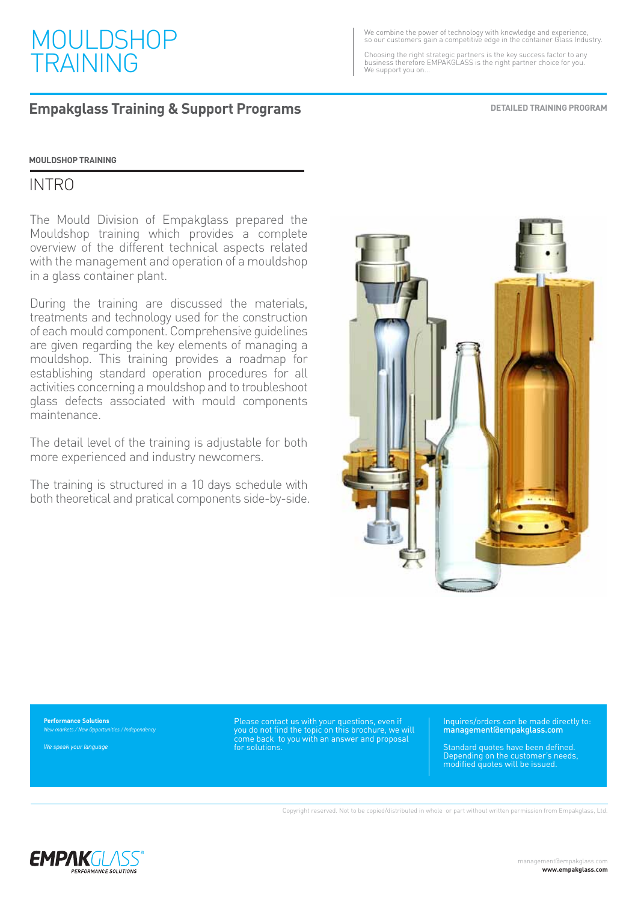# MOULDSHOP TRAINING

We combine the power of technology with knowledge and experience, so our customers gain a competitive edge in the container Glass Industry.

Choosing the right strategic partners is the key success factor to any business therefore EMPAKGLASS is the right partner choice for you. We support you on...

## Empakglass Training & Support Programs

**DETAILED TRAINING PROGRAM**

**MOULDSHOP TRAINING**

### INTRO

The Mould Division of Empakglass prepared the Mouldshop training which provides a complete overview of the different technical aspects related with the management and operation of a mouldshop in a glass container plant.

During the training are discussed the materials, treatments and technology used for the construction of each mould component. Comprehensive guidelines are given regarding the key elements of managing a mouldshop. This training provides a roadmap for establishing standard operation procedures for all activities concerning a mouldshop and to troubleshoot glass defects associated with mould components maintenance.

The detail level of the training is adjustable for both more experienced and industry newcomers.

The training is structured in a 10 days schedule with both theoretical and pratical components side-by-side.

**Performance Solutions**

*New markets / New Opportunities / Independency*

*We speak your language*

Please contact us with your questions, even if you do not find the topic on this brochure, we will come back to you with an answer and proposal for solutions.

Inquires/orders can be made directly to: **management@empakglass.com**

Standard quotes have been defined. Depending on the customer's needs, modified quotes will be issued.

Copyright reserved. Not to be copied/distributed in whole or part without written permission from Empakglass, Ltd.

management@empakglass.com
**www.empakglass.com**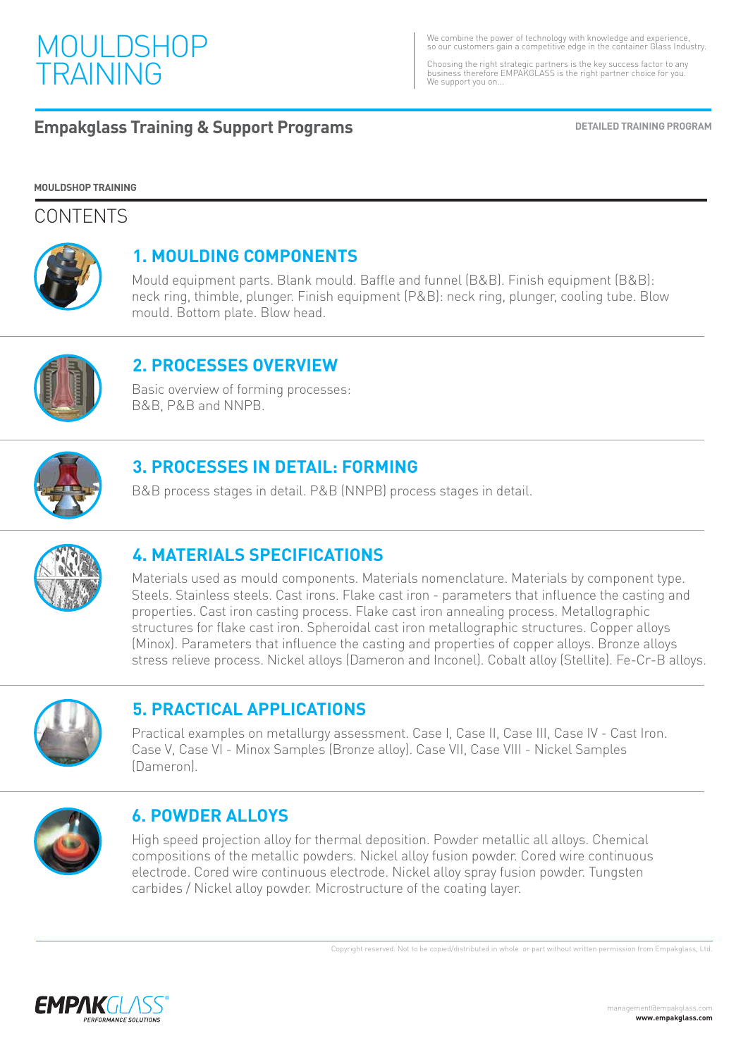# MOULDSHOP TRAINING

We combine the power of technology with knowledge and experience, so our customers gain a competitive edge in the container Glass Industry.

Choosing the right strategic partners is the key success factor to any business therefore EMPAKGLASS is the right partner choice for you. We support you on...

## Empakglass Training & Support Programs

**DETAILED TRAINING PROGRAM**

**MOULDSHOP TRAINING**

## CONTENTS

### 1. MOULDING COMPONENTS

Mould equipment parts. Blank mould. Baffle and funnel (B&B). Finish equipment (B&B): neck ring, thimble, plunger. Finish equipment (P&B): neck ring, plunger, cooling tube. Blow mould. Bottom plate. Blow head.

### 2. PROCESSES OVERVIEW

Basic overview of forming processes:
B&B, P&B and NNPB.

### 3. PROCESSES IN DETAIL: FORMING

B&B process stages in detail. P&B (NNPB) process stages in detail.

### 4. MATERIALS SPECIFICATIONS

Materials used as mould components. Materials nomenclature. Materials by component type. Steels. Stainless steels. Cast irons. Flake cast iron - parameters that influence the casting and properties. Cast iron casting process. Flake cast iron annealing process. Metallographic structures for flake cast iron. Spheroidal cast iron metallographic structures. Copper alloys (Minox). Parameters that influence the casting and properties of copper alloys. Bronze alloys stress relieve process. Nickel alloys (Dameron and Inconel). Cobalt alloy (Stellite). Fe-Cr-B alloys.

### 5. PRACTICAL APPLICATIONS

Practical examples on metallurgy assessment. Case I, Case II, Case III, Case IV - Cast Iron. Case V, Case VI - Minox Samples (Bronze alloy). Case VII, Case VIII - Nickel Samples (Dameron).

### 6. POWDER ALLOYS

High speed projection alloy for thermal deposition. Powder metallic all alloys. Chemical compositions of the metallic powders. Nickel alloy fusion powder. Cored wire continuous electrode. Cored wire continuous electrode. Nickel alloy spray fusion powder. Tungsten carbides / Nickel alloy powder. Microstructure of the coating layer.

Copyright reserved. Not to be copied/distributed in whole or part without written permission from Empakglass, Ltd.

management@empakglass.com
**www.empakglass.com**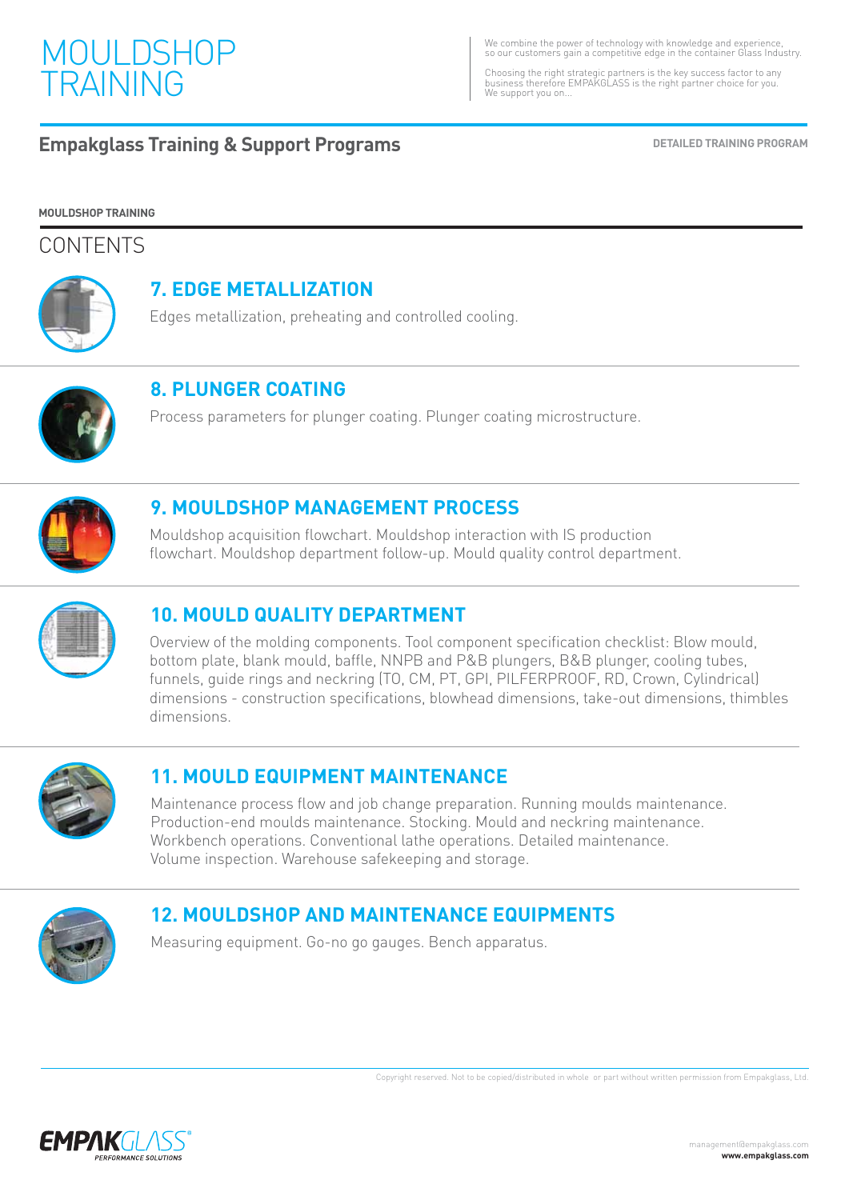# MOULDSHOP TRAINING

We combine the power of technology with knowledge and experience, so our customers gain a competitive edge in the container Glass Industry.

Choosing the right strategic partners is the key success factor to any business therefore EMPAKGLASS is the right partner choice for you. We support you on...

## Empakglass Training & Support Programs

**DETAILED TRAINING PROGRAM**

**MOULDSHOP TRAINING**

## CONTENTS

### 7. EDGE METALLIZATION

Edges metallization, preheating and controlled cooling.

### 8. PLUNGER COATING

Process parameters for plunger coating. Plunger coating microstructure.

### 9. MOULDSHOP MANAGEMENT PROCESS

Mouldshop acquisition flowchart. Mouldshop interaction with IS production flowchart. Mouldshop department follow-up. Mould quality control department.

### 10. MOULD QUALITY DEPARTMENT

Overview of the molding components. Tool component specification checklist: Blow mould, bottom plate, blank mould, baffle, NNPB and P&B plungers, B&B plunger, cooling tubes, funnels, guide rings and neckring (TO, CM, PT, GPI, PILFERPROOF, RD, Crown, Cylindrical) dimensions - construction specifications, blowhead dimensions, take-out dimensions, thimbles dimensions.

### 11. MOULD EQUIPMENT MAINTENANCE

Maintenance process flow and job change preparation. Running moulds maintenance. Production-end moulds maintenance. Stocking. Mould and neckring maintenance. Workbench operations. Conventional lathe operations. Detailed maintenance. Volume inspection. Warehouse safekeeping and storage.

### 12. MOULDSHOP AND MAINTENANCE EQUIPMENTS

Measuring equipment. Go-no go gauges. Bench apparatus.

Copyright reserved. Not to be copied/distributed in whole or part without written permission from Empakglass, Ltd.

EMPAKGLASS® PERFORMANCE SOLUTIONS

management@empakglass.com
**www.empakglass.com**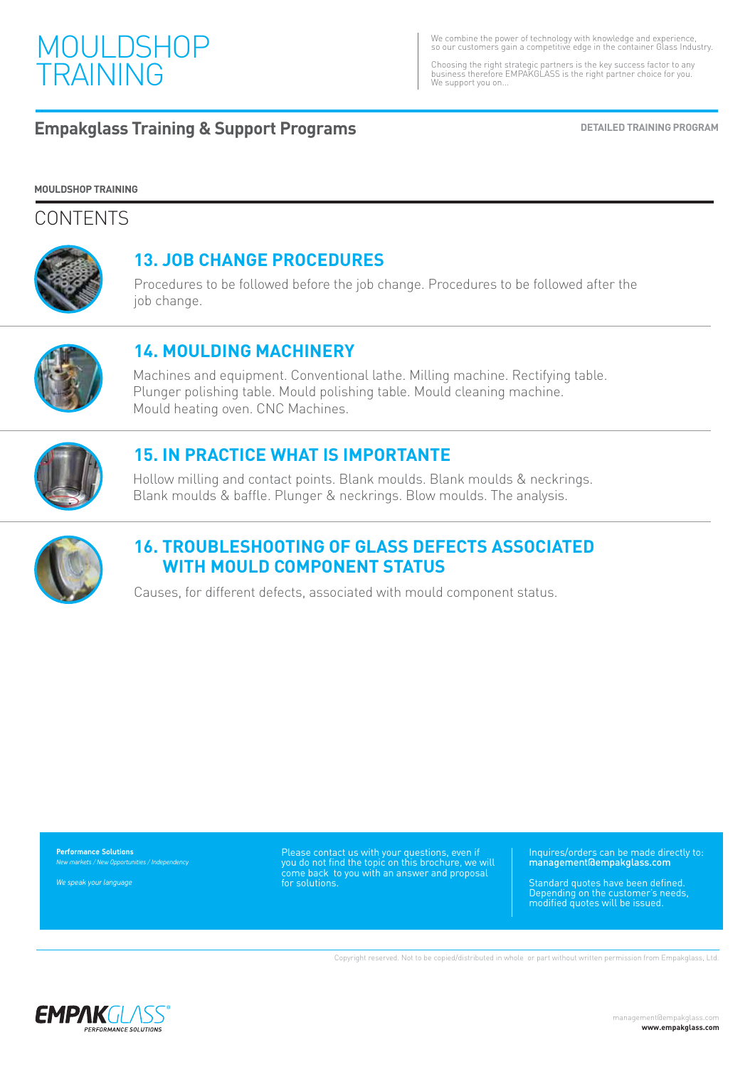# MOULDSHOP TRAINING

We combine the power of technology with knowledge and experience, so our customers gain a competitive edge in the container Glass Industry.

Choosing the right strategic partners is the key success factor to any business therefore EMPAKGLASS is the right partner choice for you. We support you on...

## Empakglass Training & Support Programs

**DETAILED TRAINING PROGRAM**

**MOULDSHOP TRAINING**

## CONTENTS

### 13. JOB CHANGE PROCEDURES

Procedures to be followed before the job change. Procedures to be followed after the job change.

### 14. MOULDING MACHINERY

Machines and equipment. Conventional lathe. Milling machine. Rectifying table. Plunger polishing table. Mould polishing table. Mould cleaning machine. Mould heating oven. CNC Machines.

### 15. IN PRACTICE WHAT IS IMPORTANTE

Hollow milling and contact points. Blank moulds. Blank moulds & neckrings. Blank moulds & baffle. Plunger & neckrings. Blow moulds. The analysis.

### 16. TROUBLESHOOTING OF GLASS DEFECTS ASSOCIATED WITH MOULD COMPONENT STATUS

Causes, for different defects, associated with mould component status.

**Performance Solutions**
*New markets / New Opportunities / Independency*

*We speak your language*

Please contact us with your questions, even if you do not find the topic on this brochure, we will come back to you with an answer and proposal for solutions.

Inquires/orders can be made directly to: **management@empakglass.com**

Standard quotes have been defined. Depending on the customer's needs, modified quotes will be issued.

Copyright reserved. Not to be copied/distributed in whole or part without written permission from Empakglass, Ltd.

EMPAKGLASS® PERFORMANCE SOLUTIONS

management@empakglass.com
**www.empakglass.com**